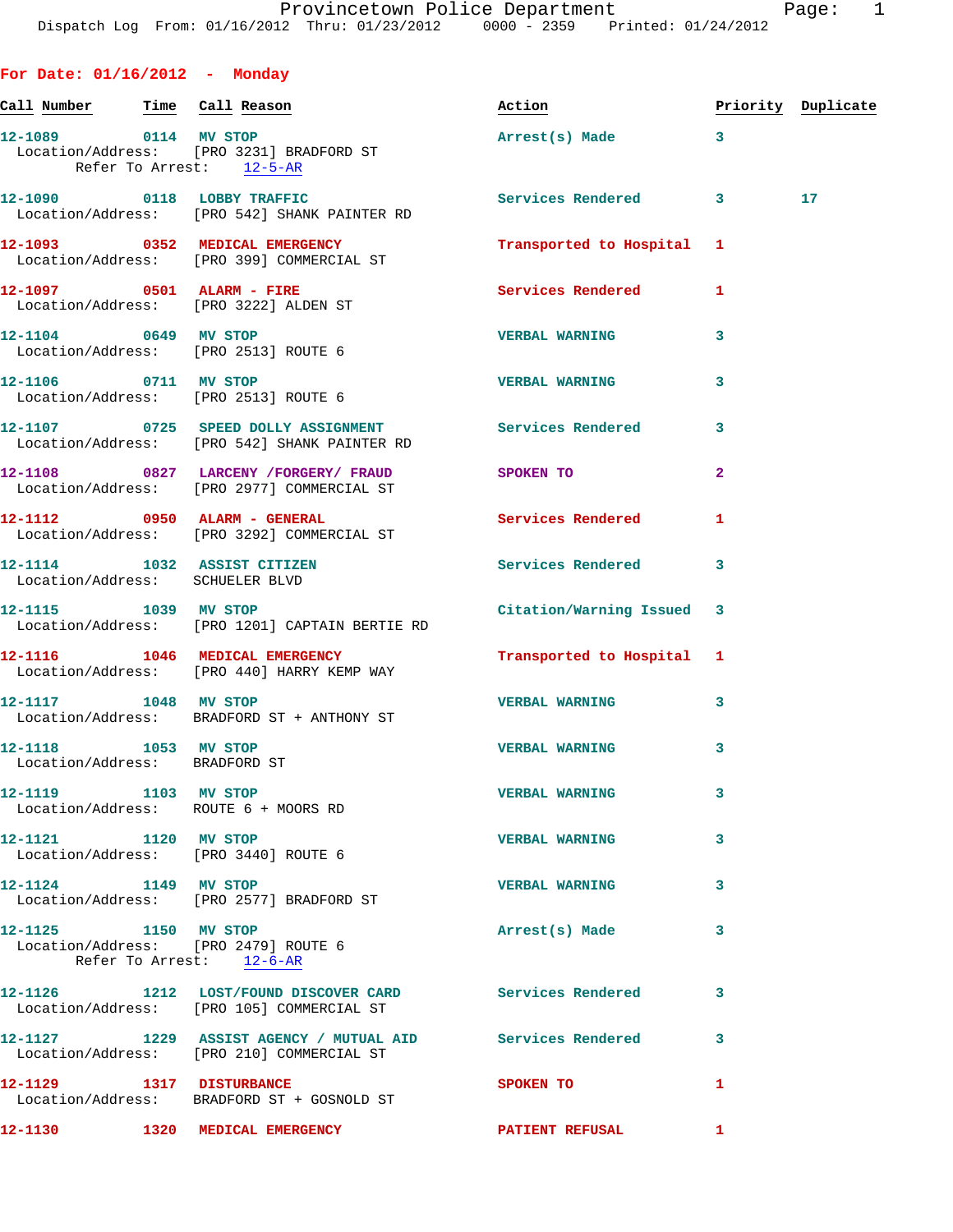## For Date: 01/16/2012 - Monday

| Call Number | Time | Call Reason | Action | Priority | Duplicate |
|---|---|---|---|---|---|
| 12-1089 | 0114 | MV STOP<br>Location/Address: [PRO 3231] BRADFORD ST<br>Refer To Arrest: 12-5-AR | Arrest(s) Made | 3 | |
| 12-1090 | 0118 | LOBBY TRAFFIC<br>Location/Address: [PRO 542] SHANK PAINTER RD | Services Rendered | 3 | 17 |
| 12-1093 | 0352 | MEDICAL EMERGENCY<br>Location/Address: [PRO 399] COMMERCIAL ST | Transported to Hospital | 1 | |
| 12-1097 | 0501 | ALARM - FIRE<br>Location/Address: [PRO 3222] ALDEN ST | Services Rendered | 1 | |
| 12-1104 | 0649 | MV STOP<br>Location/Address: [PRO 2513] ROUTE 6 | VERBAL WARNING | 3 | |
| 12-1106 | 0711 | MV STOP<br>Location/Address: [PRO 2513] ROUTE 6 | VERBAL WARNING | 3 | |
| 12-1107 | 0725 | SPEED DOLLY ASSIGNMENT<br>Location/Address: [PRO 542] SHANK PAINTER RD | Services Rendered | 3 | |
| 12-1108 | 0827 | LARCENY /FORGERY/ FRAUD<br>Location/Address: [PRO 2977] COMMERCIAL ST | SPOKEN TO | 2 | |
| 12-1112 | 0950 | ALARM - GENERAL<br>Location/Address: [PRO 3292] COMMERCIAL ST | Services Rendered | 1 | |
| 12-1114 | 1032 | ASSIST CITIZEN<br>Location/Address: SCHUELER BLVD | Services Rendered | 3 | |
| 12-1115 | 1039 | MV STOP<br>Location/Address: [PRO 1201] CAPTAIN BERTIE RD | Citation/Warning Issued | 3 | |
| 12-1116 | 1046 | MEDICAL EMERGENCY<br>Location/Address: [PRO 440] HARRY KEMP WAY | Transported to Hospital | 1 | |
| 12-1117 | 1048 | MV STOP<br>Location/Address: BRADFORD ST + ANTHONY ST | VERBAL WARNING | 3 | |
| 12-1118 | 1053 | MV STOP<br>Location/Address: BRADFORD ST | VERBAL WARNING | 3 | |
| 12-1119 | 1103 | MV STOP<br>Location/Address: ROUTE 6 + MOORS RD | VERBAL WARNING | 3 | |
| 12-1121 | 1120 | MV STOP<br>Location/Address: [PRO 3440] ROUTE 6 | VERBAL WARNING | 3 | |
| 12-1124 | 1149 | MV STOP<br>Location/Address: [PRO 2577] BRADFORD ST | VERBAL WARNING | 3 | |
| 12-1125 | 1150 | MV STOP<br>Location/Address: [PRO 2479] ROUTE 6<br>Refer To Arrest: 12-6-AR | Arrest(s) Made | 3 | |
| 12-1126 | 1212 | LOST/FOUND DISCOVER CARD<br>Location/Address: [PRO 105] COMMERCIAL ST | Services Rendered | 3 | |
| 12-1127 | 1229 | ASSIST AGENCY / MUTUAL AID<br>Location/Address: [PRO 210] COMMERCIAL ST | Services Rendered | 3 | |
| 12-1129 | 1317 | DISTURBANCE<br>Location/Address: BRADFORD ST + GOSNOLD ST | SPOKEN TO | 1 | |
| 12-1130 | 1320 | MEDICAL EMERGENCY | PATIENT REFUSAL | 1 | |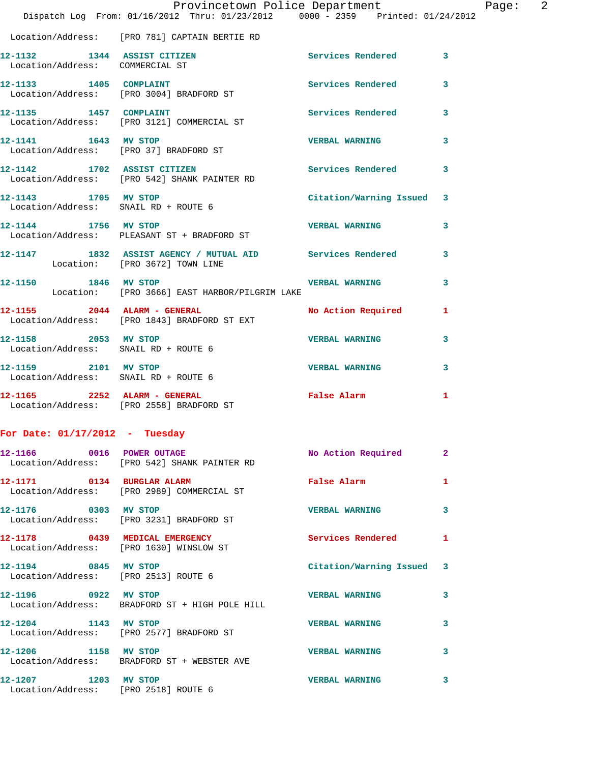Location/Address: [PRO 781] CAPTAIN BERTIE RD

12-1132 1344 **ASSIST CITIZEN** Services Rendered 3
Location/Address: COMMERCIAL ST

12-1133 1405 **COMPLAINT** Services Rendered 3
Location/Address: [PRO 3004] BRADFORD ST

12-1135 1457 **COMPLAINT** Services Rendered 3
Location/Address: [PRO 3121] COMMERCIAL ST

12-1141 1643 **MV STOP** VERBAL WARNING 3
Location/Address: [PRO 37] BRADFORD ST

12-1142 1702 **ASSIST CITIZEN** Services Rendered 3
Location/Address: [PRO 542] SHANK PAINTER RD

12-1143 1705 **MV STOP** Citation/Warning Issued 3
Location/Address: SNAIL RD + ROUTE 6

12-1144 1756 **MV STOP** VERBAL WARNING 3
Location/Address: PLEASANT ST + BRADFORD ST

12-1147 1832 **ASSIST AGENCY / MUTUAL AID** Services Rendered 3
Location: [PRO 3672] TOWN LINE

12-1150 1846 **MV STOP** VERBAL WARNING 3
Location: [PRO 3666] EAST HARBOR/PILGRIM LAKE

12-1155 2044 **ALARM - GENERAL** No Action Required 1
Location/Address: [PRO 1843] BRADFORD ST EXT

12-1158 2053 **MV STOP** VERBAL WARNING 3
Location/Address: SNAIL RD + ROUTE 6

12-1159 2101 **MV STOP** VERBAL WARNING 3
Location/Address: SNAIL RD + ROUTE 6

12-1165 2252 **ALARM - GENERAL** False Alarm 1
Location/Address: [PRO 2558] BRADFORD ST

## For Date: 01/17/2012 - Tuesday

12-1166 0016 **POWER OUTAGE** No Action Required 2
Location/Address: [PRO 542] SHANK PAINTER RD

12-1171 0134 **BURGLAR ALARM** False Alarm 1
Location/Address: [PRO 2989] COMMERCIAL ST

12-1176 0303 **MV STOP** VERBAL WARNING 3
Location/Address: [PRO 3231] BRADFORD ST

12-1178 0439 **MEDICAL EMERGENCY** Services Rendered 1
Location/Address: [PRO 1630] WINSLOW ST

12-1194 0845 **MV STOP** Citation/Warning Issued 3
Location/Address: [PRO 2513] ROUTE 6

12-1196 0922 **MV STOP** VERBAL WARNING 3
Location/Address: BRADFORD ST + HIGH POLE HILL

12-1204 1143 **MV STOP** VERBAL WARNING 3
Location/Address: [PRO 2577] BRADFORD ST

12-1206 1158 **MV STOP** VERBAL WARNING 3
Location/Address: BRADFORD ST + WEBSTER AVE

12-1207 1203 **MV STOP** VERBAL WARNING 3
Location/Address: [PRO 2518] ROUTE 6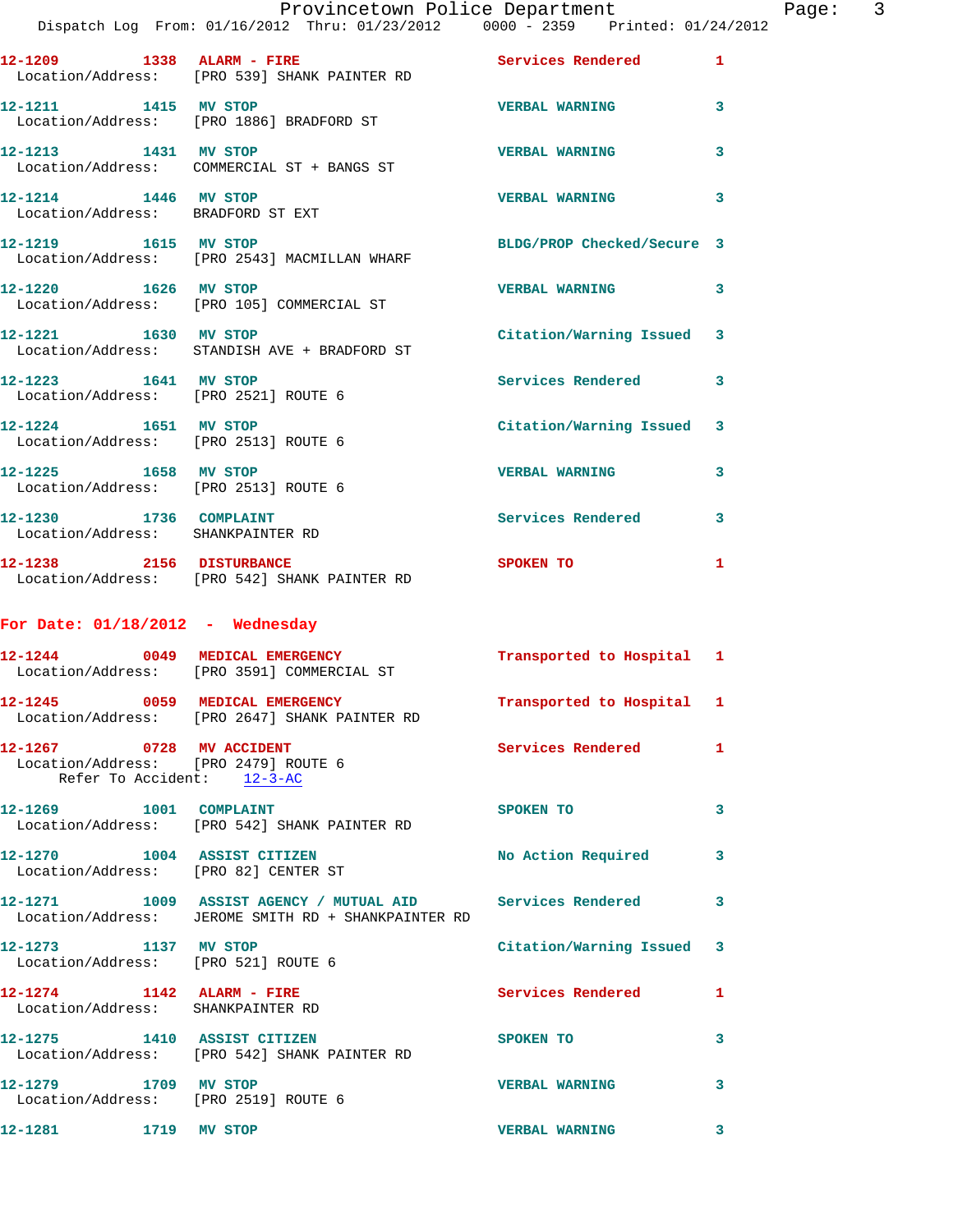12-1209 1338 ALARM - FIRE Services Rendered 1
Location/Address: [PRO 539] SHANK PAINTER RD

12-1211 1415 MV STOP VERBAL WARNING 3
Location/Address: [PRO 1886] BRADFORD ST

12-1213 1431 MV STOP VERBAL WARNING 3
Location/Address: COMMERCIAL ST + BANGS ST

12-1214 1446 MV STOP VERBAL WARNING 3
Location/Address: BRADFORD ST EXT

12-1219 1615 MV STOP BLDG/PROP Checked/Secure 3
Location/Address: [PRO 2543] MACMILLAN WHARF

12-1220 1626 MV STOP VERBAL WARNING 3
Location/Address: [PRO 105] COMMERCIAL ST

12-1221 1630 MV STOP Citation/Warning Issued 3
Location/Address: STANDISH AVE + BRADFORD ST

12-1223 1641 MV STOP Services Rendered 3
Location/Address: [PRO 2521] ROUTE 6

12-1224 1651 MV STOP Citation/Warning Issued 3
Location/Address: [PRO 2513] ROUTE 6

12-1225 1658 MV STOP VERBAL WARNING 3
Location/Address: [PRO 2513] ROUTE 6

12-1230 1736 COMPLAINT Services Rendered 3
Location/Address: SHANKPAINTER RD

12-1238 2156 DISTURBANCE SPOKEN TO 1
Location/Address: [PRO 542] SHANK PAINTER RD

## For Date: 01/18/2012 - Wednesday

12-1244 0049 MEDICAL EMERGENCY Transported to Hospital 1
Location/Address: [PRO 3591] COMMERCIAL ST

12-1245 0059 MEDICAL EMERGENCY Transported to Hospital 1
Location/Address: [PRO 2647] SHANK PAINTER RD

12-1267 0728 MV ACCIDENT Services Rendered 1
Location/Address: [PRO 2479] ROUTE 6
Refer To Accident: 12-3-AC

12-1269 1001 COMPLAINT SPOKEN TO 3
Location/Address: [PRO 542] SHANK PAINTER RD

12-1270 1004 ASSIST CITIZEN No Action Required 3
Location/Address: [PRO 82] CENTER ST

12-1271 1009 ASSIST AGENCY / MUTUAL AID Services Rendered 3
Location/Address: JEROME SMITH RD + SHANKPAINTER RD

12-1273 1137 MV STOP Citation/Warning Issued 3
Location/Address: [PRO 521] ROUTE 6

12-1274 1142 ALARM - FIRE Services Rendered 1
Location/Address: SHANKPAINTER RD

12-1275 1410 ASSIST CITIZEN SPOKEN TO 3
Location/Address: [PRO 542] SHANK PAINTER RD

12-1279 1709 MV STOP VERBAL WARNING 3
Location/Address: [PRO 2519] ROUTE 6

12-1281 1719 MV STOP VERBAL WARNING 3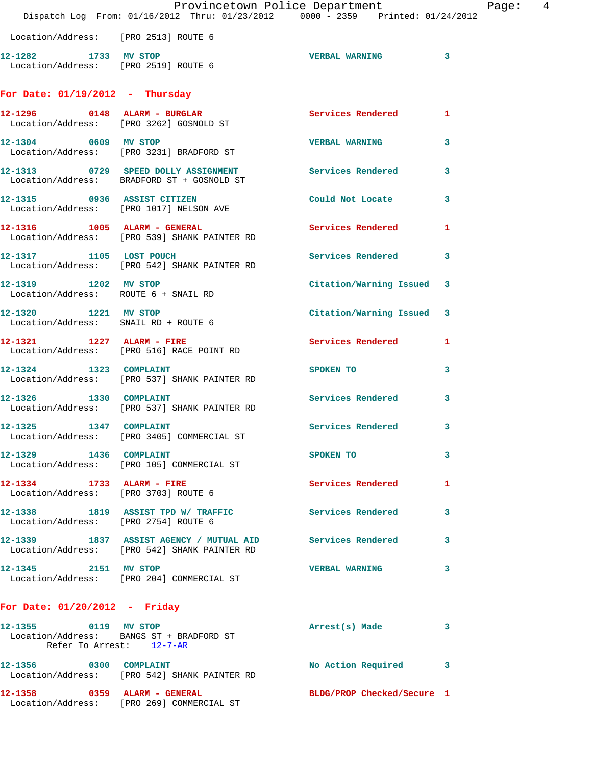Location/Address: [PRO 2513] ROUTE 6

**12-1282** 1733 **MV STOP** VERBAL WARNING 3
Location/Address: [PRO 2519] ROUTE 6

## For Date: 01/19/2012 - Thursday

**12-1296** 0148 **ALARM - BURGLAR** Services Rendered 1
Location/Address: [PRO 3262] GOSNOLD ST

**12-1304** 0609 **MV STOP** VERBAL WARNING 3
Location/Address: [PRO 3231] BRADFORD ST

**12-1313** 0729 **SPEED DOLLY ASSIGNMENT** Services Rendered 3
Location/Address: BRADFORD ST + GOSNOLD ST

**12-1315** 0936 **ASSIST CITIZEN** Could Not Locate 3
Location/Address: [PRO 1017] NELSON AVE

**12-1316** 1005 **ALARM - GENERAL** Services Rendered 1
Location/Address: [PRO 539] SHANK PAINTER RD

**12-1317** 1105 **LOST POUCH** Services Rendered 3
Location/Address: [PRO 542] SHANK PAINTER RD

**12-1319** 1202 **MV STOP** Citation/Warning Issued 3
Location/Address: ROUTE 6 + SNAIL RD

**12-1320** 1221 **MV STOP** Citation/Warning Issued 3
Location/Address: SNAIL RD + ROUTE 6

**12-1321** 1227 **ALARM - FIRE** Services Rendered 1
Location/Address: [PRO 516] RACE POINT RD

**12-1324** 1323 **COMPLAINT** SPOKEN TO 3
Location/Address: [PRO 537] SHANK PAINTER RD

**12-1326** 1330 **COMPLAINT** Services Rendered 3
Location/Address: [PRO 537] SHANK PAINTER RD

**12-1325** 1347 **COMPLAINT** Services Rendered 3
Location/Address: [PRO 3405] COMMERCIAL ST

**12-1329** 1436 **COMPLAINT** SPOKEN TO 3
Location/Address: [PRO 105] COMMERCIAL ST

**12-1334** 1733 **ALARM - FIRE** Services Rendered 1
Location/Address: [PRO 3703] ROUTE 6

**12-1338** 1819 **ASSIST TPD W/ TRAFFIC** Services Rendered 3
Location/Address: [PRO 2754] ROUTE 6

**12-1339** 1837 **ASSIST AGENCY / MUTUAL AID** Services Rendered 3
Location/Address: [PRO 542] SHANK PAINTER RD

**12-1345** 2151 **MV STOP** VERBAL WARNING 3
Location/Address: [PRO 204] COMMERCIAL ST

## For Date: 01/20/2012 - Friday

**12-1355** 0119 **MV STOP** Arrest(s) Made 3
Location/Address: BANGS ST + BRADFORD ST
Refer To Arrest: 12-7-AR

**12-1356** 0300 **COMPLAINT** No Action Required 3
Location/Address: [PRO 542] SHANK PAINTER RD

**12-1358** 0359 **ALARM - GENERAL** BLDG/PROP Checked/Secure 1
Location/Address: [PRO 269] COMMERCIAL ST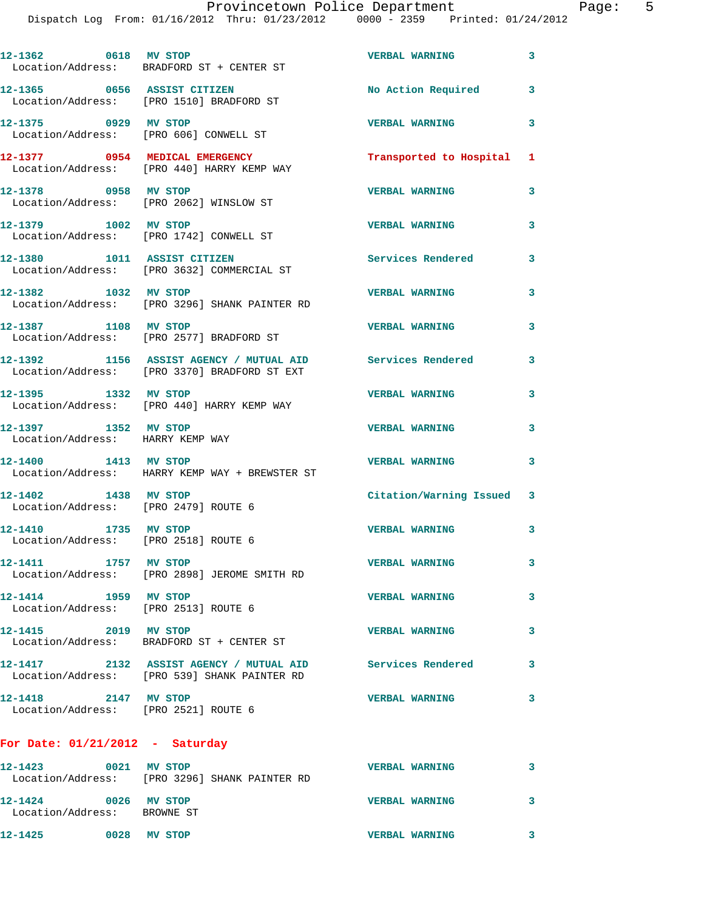12-1362 0618 MV STOP VERBAL WARNING 3
Location/Address: BRADFORD ST + CENTER ST

12-1365 0656 ASSIST CITIZEN No Action Required 3
Location/Address: [PRO 1510] BRADFORD ST

12-1375 0929 MV STOP VERBAL WARNING 3
Location/Address: [PRO 606] CONWELL ST

12-1377 0954 MEDICAL EMERGENCY Transported to Hospital 1
Location/Address: [PRO 440] HARRY KEMP WAY

12-1378 0958 MV STOP VERBAL WARNING 3
Location/Address: [PRO 2062] WINSLOW ST

12-1379 1002 MV STOP VERBAL WARNING 3
Location/Address: [PRO 1742] CONWELL ST

12-1380 1011 ASSIST CITIZEN Services Rendered 3
Location/Address: [PRO 3632] COMMERCIAL ST

12-1382 1032 MV STOP VERBAL WARNING 3
Location/Address: [PRO 3296] SHANK PAINTER RD

12-1387 1108 MV STOP VERBAL WARNING 3
Location/Address: [PRO 2577] BRADFORD ST

12-1392 1156 ASSIST AGENCY / MUTUAL AID Services Rendered 3
Location/Address: [PRO 3370] BRADFORD ST EXT

12-1395 1332 MV STOP VERBAL WARNING 3
Location/Address: [PRO 440] HARRY KEMP WAY

12-1397 1352 MV STOP VERBAL WARNING 3
Location/Address: HARRY KEMP WAY

12-1400 1413 MV STOP VERBAL WARNING 3
Location/Address: HARRY KEMP WAY + BREWSTER ST

12-1402 1438 MV STOP Citation/Warning Issued 3
Location/Address: [PRO 2479] ROUTE 6

12-1410 1735 MV STOP VERBAL WARNING 3
Location/Address: [PRO 2518] ROUTE 6

12-1411 1757 MV STOP VERBAL WARNING 3
Location/Address: [PRO 2898] JEROME SMITH RD

12-1414 1959 MV STOP VERBAL WARNING 3
Location/Address: [PRO 2513] ROUTE 6

12-1415 2019 MV STOP VERBAL WARNING 3
Location/Address: BRADFORD ST + CENTER ST

12-1417 2132 ASSIST AGENCY / MUTUAL AID Services Rendered 3
Location/Address: [PRO 539] SHANK PAINTER RD

12-1418 2147 MV STOP VERBAL WARNING 3
Location/Address: [PRO 2521] ROUTE 6

**For Date: 01/21/2012 - Saturday**

12-1423 0021 MV STOP VERBAL WARNING 3
Location/Address: [PRO 3296] SHANK PAINTER RD

12-1424 0026 MV STOP VERBAL WARNING 3
Location/Address: BROWNE ST

12-1425 0028 MV STOP VERBAL WARNING 3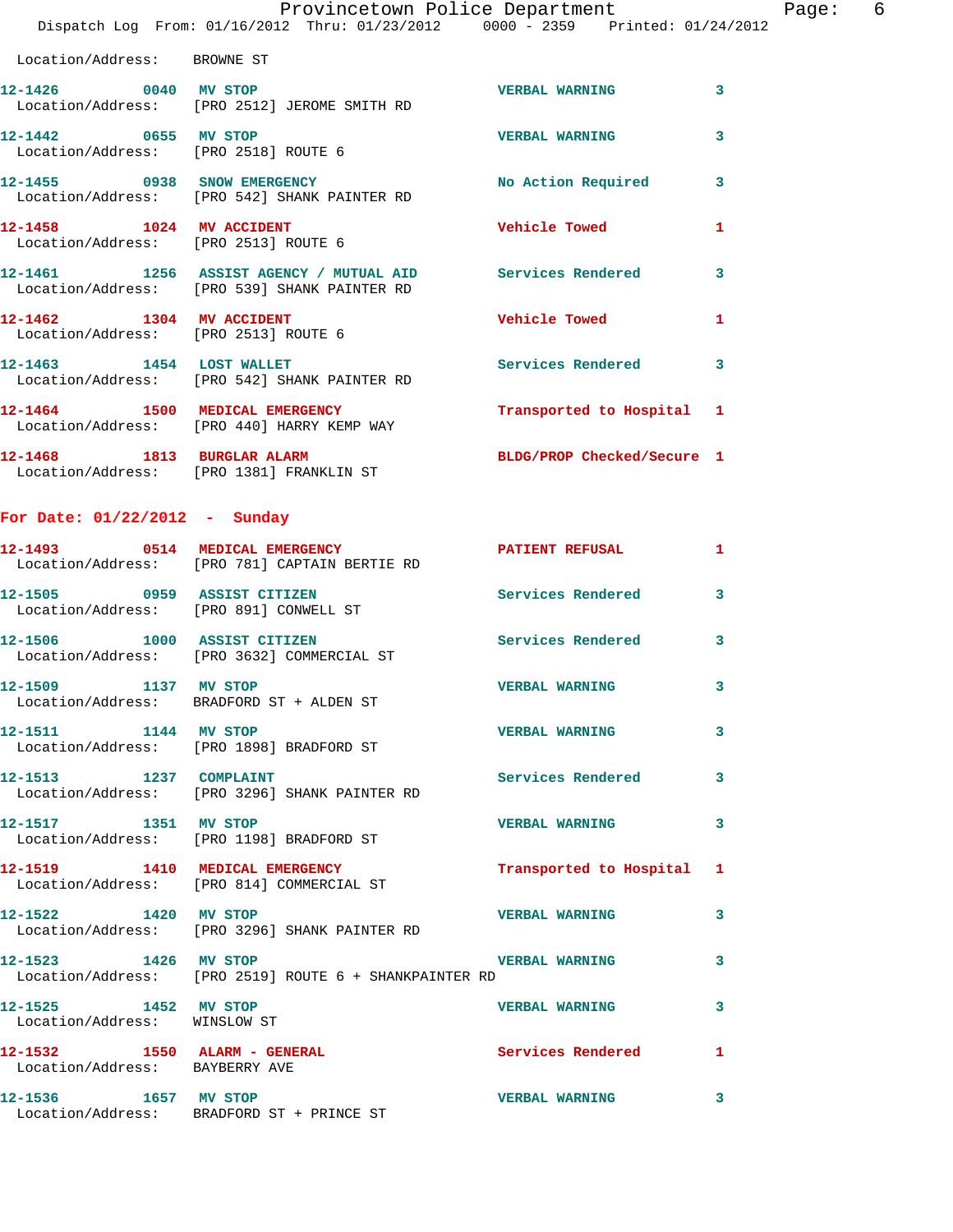Location/Address: BROWNE ST

12-1426 0040 MV STOP VERBAL WARNING 3
Location/Address: [PRO 2512] JEROME SMITH RD

12-1442 0655 MV STOP VERBAL WARNING 3
Location/Address: [PRO 2518] ROUTE 6

12-1455 0938 SNOW EMERGENCY No Action Required 3
Location/Address: [PRO 542] SHANK PAINTER RD

12-1458 1024 MV ACCIDENT Vehicle Towed 1
Location/Address: [PRO 2513] ROUTE 6

12-1461 1256 ASSIST AGENCY / MUTUAL AID Services Rendered 3
Location/Address: [PRO 539] SHANK PAINTER RD

12-1462 1304 MV ACCIDENT Vehicle Towed 1
Location/Address: [PRO 2513] ROUTE 6

12-1463 1454 LOST WALLET Services Rendered 3
Location/Address: [PRO 542] SHANK PAINTER RD

12-1464 1500 MEDICAL EMERGENCY Transported to Hospital 1
Location/Address: [PRO 440] HARRY KEMP WAY

12-1468 1813 BURGLAR ALARM BLDG/PROP Checked/Secure 1
Location/Address: [PRO 1381] FRANKLIN ST

## For Date: 01/22/2012 - Sunday

12-1493 0514 MEDICAL EMERGENCY PATIENT REFUSAL 1
Location/Address: [PRO 781] CAPTAIN BERTIE RD

12-1505 0959 ASSIST CITIZEN Services Rendered 3
Location/Address: [PRO 891] CONWELL ST

12-1506 1000 ASSIST CITIZEN Services Rendered 3
Location/Address: [PRO 3632] COMMERCIAL ST

12-1509 1137 MV STOP VERBAL WARNING 3
Location/Address: BRADFORD ST + ALDEN ST

12-1511 1144 MV STOP VERBAL WARNING 3
Location/Address: [PRO 1898] BRADFORD ST

12-1513 1237 COMPLAINT Services Rendered 3
Location/Address: [PRO 3296] SHANK PAINTER RD

12-1517 1351 MV STOP VERBAL WARNING 3
Location/Address: [PRO 1198] BRADFORD ST

12-1519 1410 MEDICAL EMERGENCY Transported to Hospital 1
Location/Address: [PRO 814] COMMERCIAL ST

12-1522 1420 MV STOP VERBAL WARNING 3
Location/Address: [PRO 3296] SHANK PAINTER RD

12-1523 1426 MV STOP VERBAL WARNING 3
Location/Address: [PRO 2519] ROUTE 6 + SHANKPAINTER RD

12-1525 1452 MV STOP VERBAL WARNING 3
Location/Address: WINSLOW ST

12-1532 1550 ALARM - GENERAL Services Rendered 1
Location/Address: BAYBERRY AVE

12-1536 1657 MV STOP VERBAL WARNING 3
Location/Address: BRADFORD ST + PRINCE ST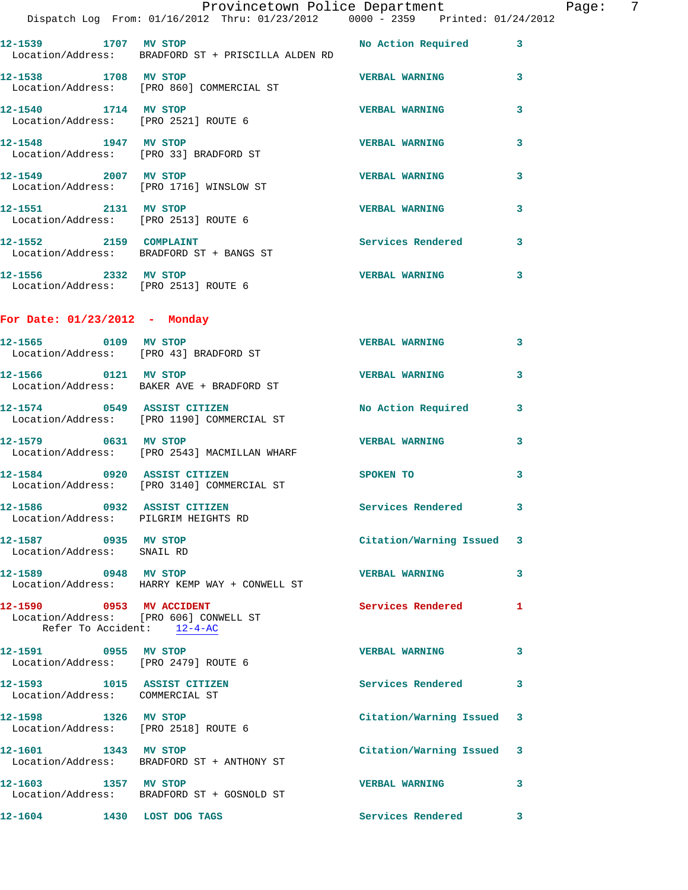12-1539 1707 MV STOP No Action Required 3
Location/Address: BRADFORD ST + PRISCILLA ALDEN RD

12-1538 1708 MV STOP VERBAL WARNING 3
Location/Address: [PRO 860] COMMERCIAL ST

12-1540 1714 MV STOP VERBAL WARNING 3
Location/Address: [PRO 2521] ROUTE 6

12-1548 1947 MV STOP VERBAL WARNING 3
Location/Address: [PRO 33] BRADFORD ST

12-1549 2007 MV STOP VERBAL WARNING 3
Location/Address: [PRO 1716] WINSLOW ST

12-1551 2131 MV STOP VERBAL WARNING 3
Location/Address: [PRO 2513] ROUTE 6

12-1552 2159 COMPLAINT Services Rendered 3
Location/Address: BRADFORD ST + BANGS ST

12-1556 2332 MV STOP VERBAL WARNING 3
Location/Address: [PRO 2513] ROUTE 6

**For Date: 01/23/2012 - Monday**

12-1565 0109 MV STOP VERBAL WARNING 3
Location/Address: [PRO 43] BRADFORD ST

12-1566 0121 MV STOP VERBAL WARNING 3
Location/Address: BAKER AVE + BRADFORD ST

12-1574 0549 ASSIST CITIZEN No Action Required 3
Location/Address: [PRO 1190] COMMERCIAL ST

12-1579 0631 MV STOP VERBAL WARNING 3
Location/Address: [PRO 2543] MACMILLAN WHARF

12-1584 0920 ASSIST CITIZEN SPOKEN TO 3
Location/Address: [PRO 3140] COMMERCIAL ST

12-1586 0932 ASSIST CITIZEN Services Rendered 3
Location/Address: PILGRIM HEIGHTS RD

12-1587 0935 MV STOP Citation/Warning Issued 3
Location/Address: SNAIL RD

12-1589 0948 MV STOP VERBAL WARNING 3
Location/Address: HARRY KEMP WAY + CONWELL ST

12-1590 0953 MV ACCIDENT Services Rendered 1
Location/Address: [PRO 606] CONWELL ST
Refer To Accident: 12-4-AC

12-1591 0955 MV STOP VERBAL WARNING 3
Location/Address: [PRO 2479] ROUTE 6

12-1593 1015 ASSIST CITIZEN Services Rendered 3
Location/Address: COMMERCIAL ST

12-1598 1326 MV STOP Citation/Warning Issued 3
Location/Address: [PRO 2518] ROUTE 6

12-1601 1343 MV STOP Citation/Warning Issued 3
Location/Address: BRADFORD ST + ANTHONY ST

12-1603 1357 MV STOP VERBAL WARNING 3
Location/Address: BRADFORD ST + GOSNOLD ST

12-1604 1430 LOST DOG TAGS Services Rendered 3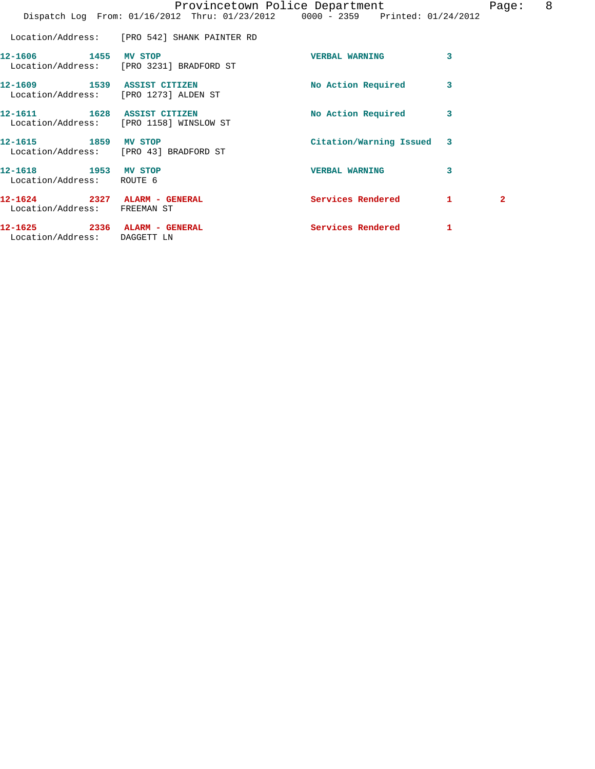Location/Address: [PRO 542] SHANK PAINTER RD

**12-1606 1455 MV STOP** VERBAL WARNING 3
Location/Address: [PRO 3231] BRADFORD ST

**12-1609 1539 ASSIST CITIZEN** No Action Required 3
Location/Address: [PRO 1273] ALDEN ST

**12-1611 1628 ASSIST CITIZEN** No Action Required 3
Location/Address: [PRO 1158] WINSLOW ST

**12-1615 1859 MV STOP** Citation/Warning Issued 3
Location/Address: [PRO 43] BRADFORD ST

**12-1618 1953 MV STOP** VERBAL WARNING 3
Location/Address: ROUTE 6

**12-1624 2327 ALARM - GENERAL** Services Rendered 1 2
Location/Address: FREEMAN ST

**12-1625 2336 ALARM - GENERAL** Services Rendered 1
Location/Address: DAGGETT LN